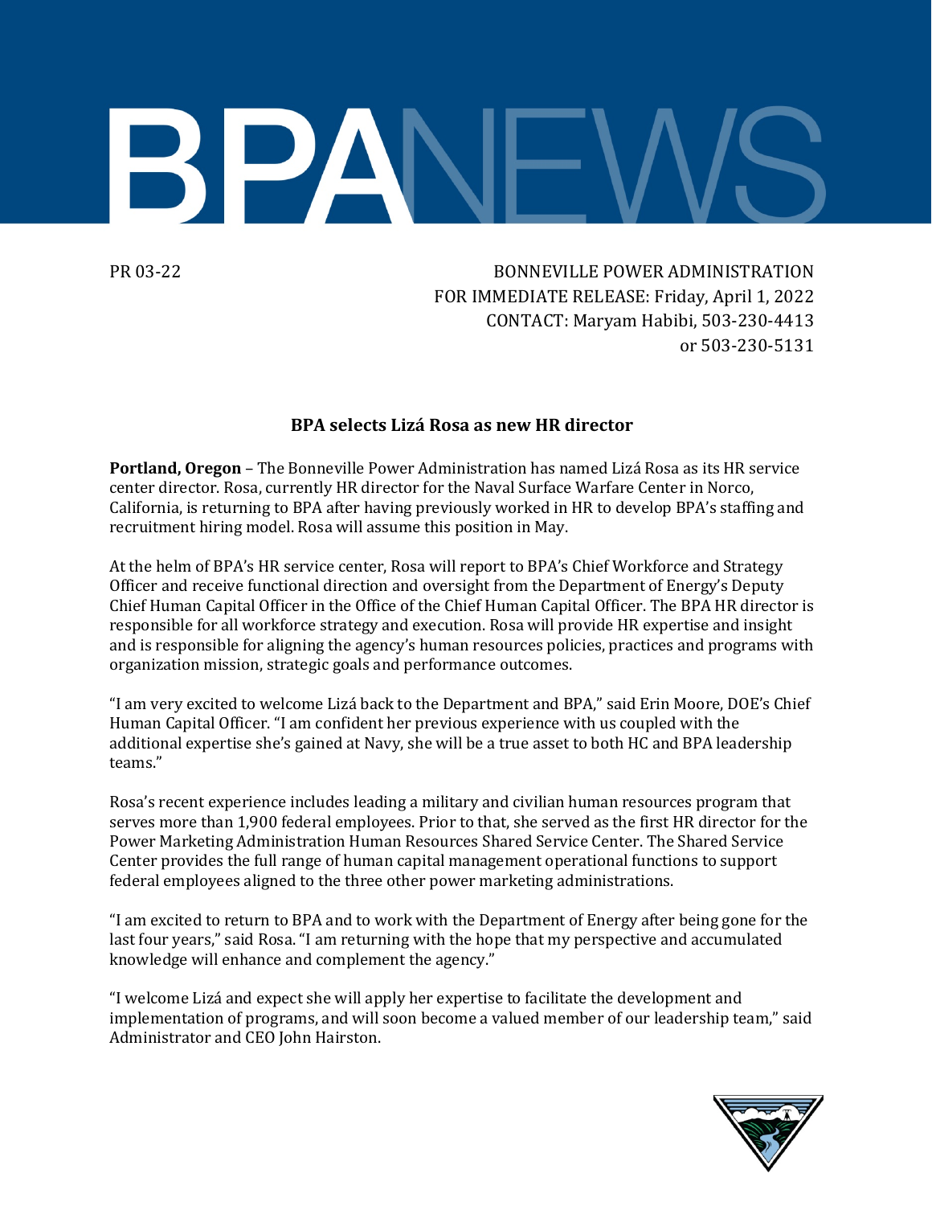# BPA NEWS

PR 03-22

BONNEVILLE POWER ADMINISTRATION
FOR IMMEDIATE RELEASE: Friday, April 1, 2022
CONTACT: Maryam Habibi, 503-230-4413
or 503-230-5131

## BPA selects Lizá Rosa as new HR director

**Portland, Oregon** – The Bonneville Power Administration has named Lizá Rosa as its HR service center director. Rosa, currently HR director for the Naval Surface Warfare Center in Norco, California, is returning to BPA after having previously worked in HR to develop BPA's staffing and recruitment hiring model. Rosa will assume this position in May.

At the helm of BPA's HR service center, Rosa will report to BPA's Chief Workforce and Strategy Officer and receive functional direction and oversight from the Department of Energy's Deputy Chief Human Capital Officer in the Office of the Chief Human Capital Officer. The BPA HR director is responsible for all workforce strategy and execution. Rosa will provide HR expertise and insight and is responsible for aligning the agency's human resources policies, practices and programs with organization mission, strategic goals and performance outcomes.

"I am very excited to welcome Lizá back to the Department and BPA," said Erin Moore, DOE's Chief Human Capital Officer. "I am confident her previous experience with us coupled with the additional expertise she's gained at Navy, she will be a true asset to both HC and BPA leadership teams."

Rosa's recent experience includes leading a military and civilian human resources program that serves more than 1,900 federal employees. Prior to that, she served as the first HR director for the Power Marketing Administration Human Resources Shared Service Center. The Shared Service Center provides the full range of human capital management operational functions to support federal employees aligned to the three other power marketing administrations.

"I am excited to return to BPA and to work with the Department of Energy after being gone for the last four years," said Rosa. "I am returning with the hope that my perspective and accumulated knowledge will enhance and complement the agency."

"I welcome Lizá and expect she will apply her expertise to facilitate the development and implementation of programs, and will soon become a valued member of our leadership team," said Administrator and CEO John Hairston.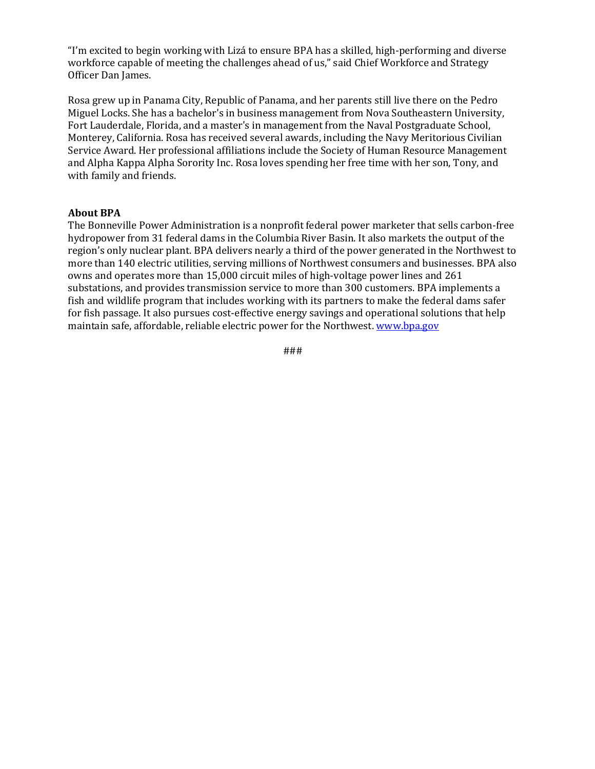"I'm excited to begin working with Lizá to ensure BPA has a skilled, high-performing and diverse workforce capable of meeting the challenges ahead of us," said Chief Workforce and Strategy Officer Dan James.

Rosa grew up in Panama City, Republic of Panama, and her parents still live there on the Pedro Miguel Locks. She has a bachelor's in business management from Nova Southeastern University, Fort Lauderdale, Florida, and a master's in management from the Naval Postgraduate School, Monterey, California. Rosa has received several awards, including the Navy Meritorious Civilian Service Award. Her professional affiliations include the Society of Human Resource Management and Alpha Kappa Alpha Sorority Inc. Rosa loves spending her free time with her son, Tony, and with family and friends.

**About BPA**

The Bonneville Power Administration is a nonprofit federal power marketer that sells carbon-free hydropower from 31 federal dams in the Columbia River Basin. It also markets the output of the region's only nuclear plant. BPA delivers nearly a third of the power generated in the Northwest to more than 140 electric utilities, serving millions of Northwest consumers and businesses. BPA also owns and operates more than 15,000 circuit miles of high-voltage power lines and 261 substations, and provides transmission service to more than 300 customers. BPA implements a fish and wildlife program that includes working with its partners to make the federal dams safer for fish passage. It also pursues cost-effective energy savings and operational solutions that help maintain safe, affordable, reliable electric power for the Northwest. www.bpa.gov

###